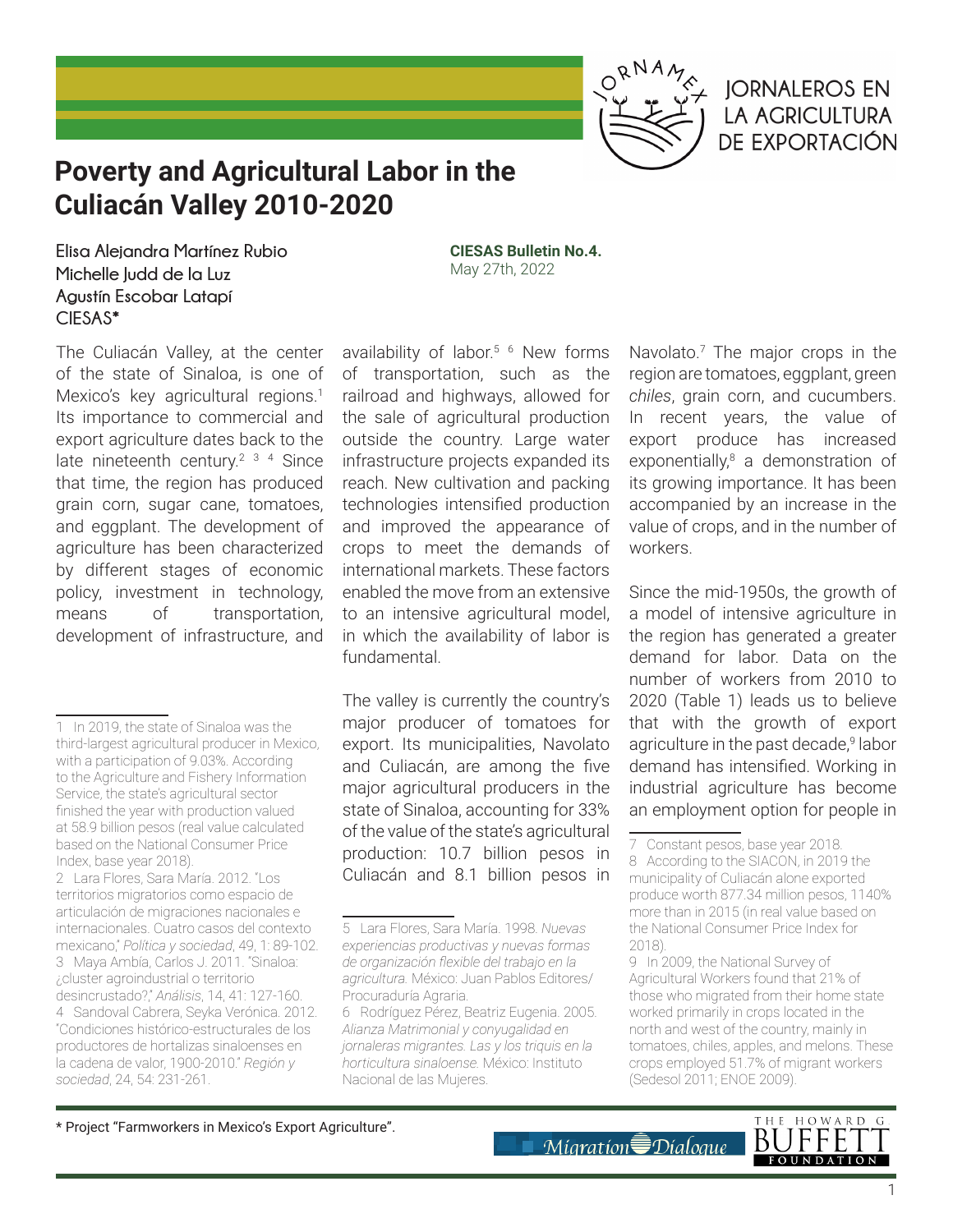JORNAMEX JORNALEROS EN LA AGRICULTURA DE EXPORTACIÓN

# Poverty and Agricultural Labor in the Culiacán Valley 2010-2020

**Elisa Alejandra Martínez Rubio**
**Michelle Judd de la Luz**
**Agustín Escobar Latapí**
**CIESAS***

**CIESAS Bulletin No.4.**
May 27th, 2022

The Culiacán Valley, at the center of the state of Sinaloa, is one of Mexico's key agricultural regions.[1] Its importance to commercial and export agriculture dates back to the late nineteenth century.[2] [3] [4] Since that time, the region has produced grain corn, sugar cane, tomatoes, and eggplant. The development of agriculture has been characterized by different stages of economic policy, investment in technology, means of transportation, development of infrastructure, and availability of labor.[5] [6] New forms of transportation, such as the railroad and highways, allowed for the sale of agricultural production outside the country. Large water infrastructure projects expanded its reach. New cultivation and packing technologies intensified production and improved the appearance of crops to meet the demands of international markets. These factors enabled the move from an extensive to an intensive agricultural model, in which the availability of labor is fundamental.

The valley is currently the country's major producer of tomatoes for export. Its municipalities, Navolato and Culiacán, are among the five major agricultural producers in the state of Sinaloa, accounting for 33% of the value of the state's agricultural production: 10.7 billion pesos in Culiacán and 8.1 billion pesos in Navolato.[7] The major crops in the region are tomatoes, eggplant, green *chiles*, grain corn, and cucumbers. In recent years, the value of export produce has increased exponentially,[8] a demonstration of its growing importance. It has been accompanied by an increase in the value of crops, and in the number of workers.

Since the mid-1950s, the growth of a model of intensive agriculture in the region has generated a greater demand for labor. Data on the number of workers from 2010 to 2020 (Table 1) leads us to believe that with the growth of export agriculture in the past decade,[9] labor demand has intensified. Working in industrial agriculture has become an employment option for people in

---

1 In 2019, the state of Sinaloa was the third-largest agricultural producer in Mexico, with a participation of 9.03%. According to the Agriculture and Fishery Information Service, the state's agricultural sector finished the year with production valued at 58.9 billion pesos (real value calculated based on the National Consumer Price Index, base year 2018).

2 Lara Flores, Sara María. 2012. "Los territorios migratorios como espacio de articulación de migraciones nacionales e internacionales. Cuatro casos del contexto mexicano," *Política y sociedad*, 49, 1: 89-102.

3 Maya Ambía, Carlos J. 2011. "Sinaloa: ¿cluster agroindustrial o territorio desincrustado?," *Análisis*, 14, 41: 127-160.

4 Sandoval Cabrera, Seyka Verónica. 2012. "Condiciones histórico-estructurales de los productores de hortalizas sinaloenses en la cadena de valor, 1900-2010." *Región y sociedad*, 24, 54: 231-261.

5 Lara Flores, Sara María. 1998. *Nuevas experiencias productivas y nuevas formas de organización flexible del trabajo en la agricultura.* México: Juan Pablos Editores/ Procuraduría Agraria.

6 Rodríguez Pérez, Beatriz Eugenia. 2005. *Alianza Matrimonial y conyugalidad en jornaleras migrantes. Las y los triquis en la horticultura sinaloense.* México: Instituto Nacional de las Mujeres.

7 Constant pesos, base year 2018.

8 According to the SIACON, in 2019 the municipality of Culiacán alone exported produce worth 877.34 million pesos, 1140% more than in 2015 (in real value based on the National Consumer Price Index for 2018).

9 In 2009, the National Survey of Agricultural Workers found that 21% of those who migrated from their home state worked primarily in crops located in the north and west of the country, mainly in tomatoes, chiles, apples, and melons. These crops employed 51.7% of migrant workers (Sedesol 2011; ENOE 2009).

\* Project "Farmworkers in Mexico's Export Agriculture".

Migration Dialogue — The Howard G. Buffett Foundation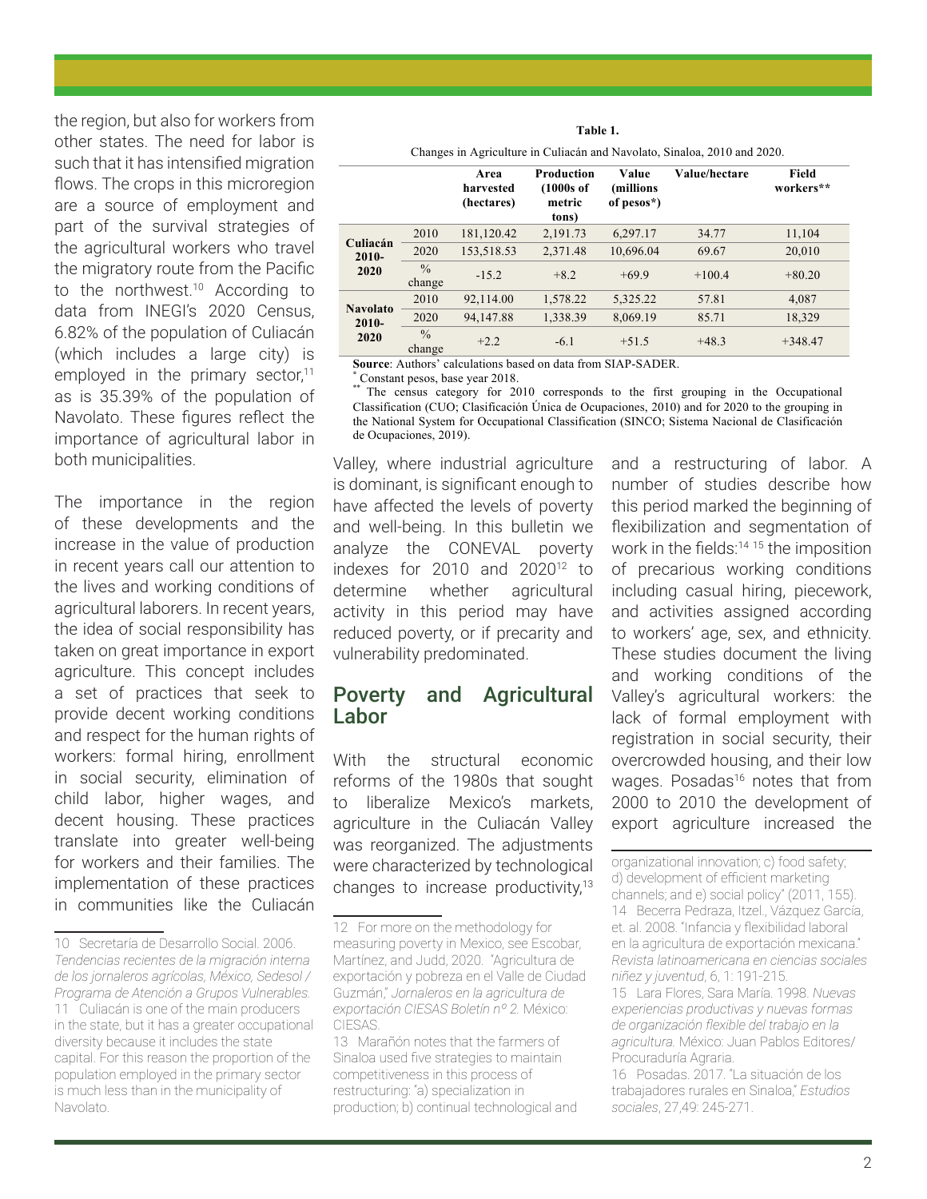the region, but also for workers from other states. The need for labor is such that it has intensified migration flows. The crops in this microregion are a source of employment and part of the survival strategies of the agricultural workers who travel the migratory route from the Pacific to the northwest.[10] According to data from INEGI's 2020 Census, 6.82% of the population of Culiacán (which includes a large city) is employed in the primary sector,[11] as is 35.39% of the population of Navolato. These figures reflect the importance of agricultural labor in both municipalities.

**Table 1.**

Changes in Agriculture in Culiacán and Navolato, Sinaloa, 2010 and 2020.

| | | Area harvested (hectares) | Production (1000s of metric tons) | Value (millions of pesos*) | Value/hectare | Field workers** |
|---|---|---|---|---|---|---|
| **Culiacán 2010-2020** | 2010 | 181,120.42 | 2,191.73 | 6,297.17 | 34.77 | 11,104 |
| | 2020 | 153,518.53 | 2,371.48 | 10,696.04 | 69.67 | 20,010 |
| | % change | -15.2 | +8.2 | +69.9 | +100.4 | +80.20 |
| **Navolato 2010-2020** | 2010 | 92,114.00 | 1,578.22 | 5,325.22 | 57.81 | 4,087 |
| | 2020 | 94,147.88 | 1,338.39 | 8,069.19 | 85.71 | 18,329 |
| | % change | +2.2 | -6.1 | +51.5 | +48.3 | +348.47 |

**Source**: Authors' calculations based on data from SIAP-SADER.

\* Constant pesos, base year 2018.

\*\* The census category for 2010 corresponds to the first grouping in the Occupational Classification (CUO; Clasificación Única de Ocupaciones, 2010) and for 2020 to the grouping in the National System for Occupational Classification (SINCO; Sistema Nacional de Clasificación de Ocupaciones, 2019).

The importance in the region of these developments and the increase in the value of production in recent years call our attention to the lives and working conditions of agricultural laborers. In recent years, the idea of social responsibility has taken on great importance in export agriculture. This concept includes a set of practices that seek to provide decent working conditions and respect for the human rights of workers: formal hiring, enrollment in social security, elimination of child labor, higher wages, and decent housing. These practices translate into greater well-being for workers and their families. The implementation of these practices in communities like the Culiacán Valley, where industrial agriculture is dominant, is significant enough to have affected the levels of poverty and well-being. In this bulletin we analyze the CONEVAL poverty indexes for 2010 and 2020[12] to determine whether agricultural activity in this period may have reduced poverty, or if precarity and vulnerability predominated.

## Poverty and Agricultural Labor

With the structural economic reforms of the 1980s that sought to liberalize Mexico's markets, agriculture in the Culiacán Valley was reorganized. The adjustments were characterized by technological changes to increase productivity,[13] and a restructuring of labor. A number of studies describe how this period marked the beginning of flexibilization and segmentation of work in the fields:[14] [15] the imposition of precarious working conditions including casual hiring, piecework, and activities assigned according to workers' age, sex, and ethnicity. These studies document the living and working conditions of the Valley's agricultural workers: the lack of formal employment with registration in social security, their overcrowded housing, and their low wages. Posadas[16] notes that from 2000 to 2010 the development of export agriculture increased the

---

10 Secretaría de Desarrollo Social. 2006. *Tendencias recientes de la migración interna de los jornaleros agrícolas, México, Sedesol / Programa de Atención a Grupos Vulnerables.*

11 Culiacán is one of the main producers in the state, but it has a greater occupational diversity because it includes the state capital. For this reason the proportion of the population employed in the primary sector is much less than in the municipality of Navolato.

12 For more on the methodology for measuring poverty in Mexico, see Escobar, Martínez, and Judd, 2020. "Agricultura de exportación y pobreza en el Valle de Ciudad Guzmán," *Jornaleros en la agricultura de exportación CIESAS Boletín nº 2.* México: CIESAS.

13 Marañón notes that the farmers of Sinaloa used five strategies to maintain competitiveness in this process of restructuring: "a) specialization in production; b) continual technological and organizational innovation; c) food safety; d) development of efficient marketing channels; and e) social policy" (2011, 155).

14 Becerra Pedraza, Itzel., Vázquez García, et. al. 2008. "Infancia y flexibilidad laboral en la agricultura de exportación mexicana." *Revista latinoamericana en ciencias sociales niñez y juventud*, 6, 1: 191-215.

15 Lara Flores, Sara María. 1998. *Nuevas experiencias productivas y nuevas formas de organización flexible del trabajo en la agricultura.* México: Juan Pablos Editores/ Procuraduría Agraria.

16 Posadas. 2017. "La situación de los trabajadores rurales en Sinaloa," *Estudios sociales*, 27,49: 245-271.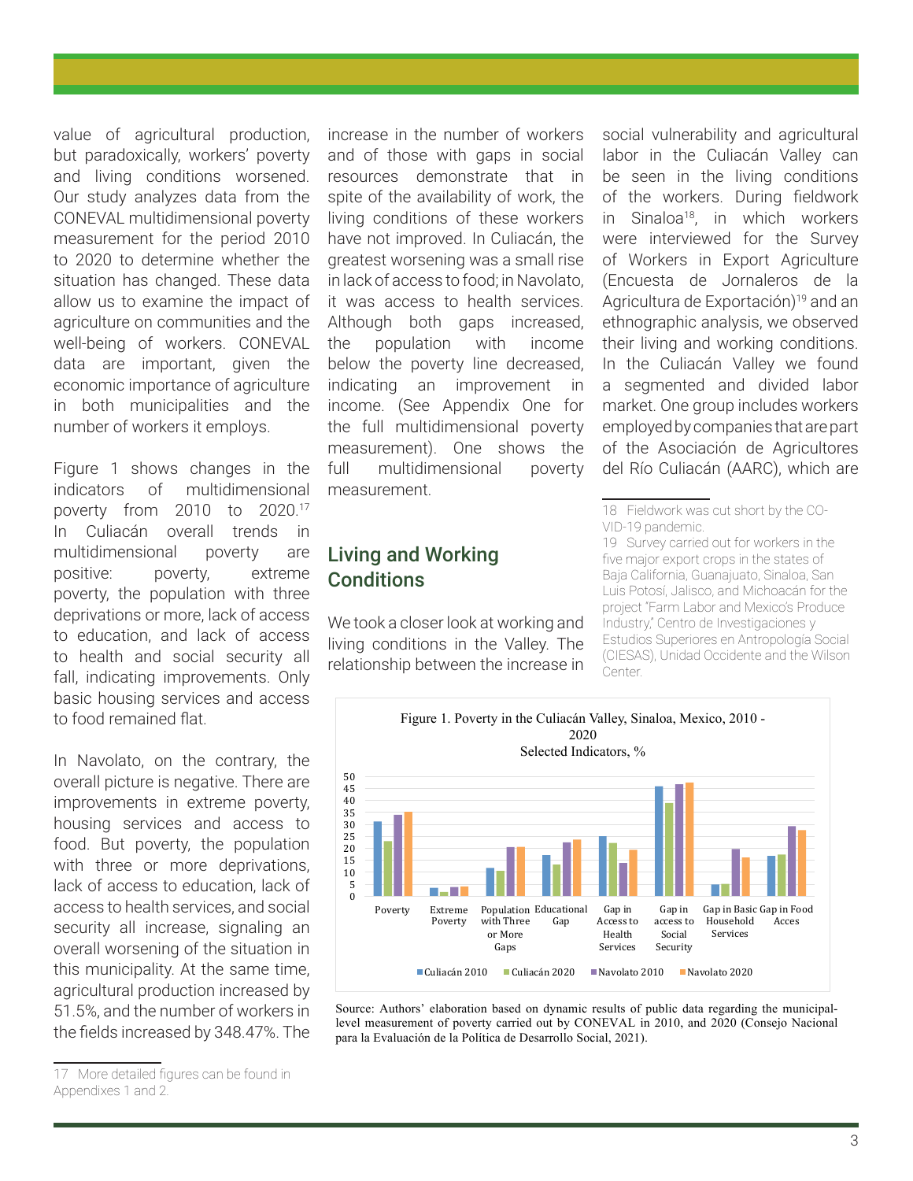value of agricultural production, but paradoxically, workers' poverty and living conditions worsened. Our study analyzes data from the CONEVAL multidimensional poverty measurement for the period 2010 to 2020 to determine whether the situation has changed. These data allow us to examine the impact of agriculture on communities and the well-being of workers. CONEVAL data are important, given the economic importance of agriculture in both municipalities and the number of workers it employs.

Figure 1 shows changes in the indicators of multidimensional poverty from 2010 to 2020.[17] In Culiacán overall trends in multidimensional poverty are positive: poverty, extreme poverty, the population with three deprivations or more, lack of access to education, and lack of access to health and social security all fall, indicating improvements. Only basic housing services and access to food remained flat.

In Navolato, on the contrary, the overall picture is negative. There are improvements in extreme poverty, housing services and access to food. But poverty, the population with three or more deprivations, lack of access to education, lack of access to health services, and social security all increase, signaling an overall worsening of the situation in this municipality. At the same time, agricultural production increased by 51.5%, and the number of workers in the fields increased by 348.47%. The increase in the number of workers and of those with gaps in social resources demonstrate that in spite of the availability of work, the living conditions of these workers have not improved. In Culiacán, the greatest worsening was a small rise in lack of access to food; in Navolato, it was access to health services. Although both gaps increased, the population with income below the poverty line decreased, indicating an improvement in income. (See Appendix One for the full multidimensional poverty measurement). One shows the full multidimensional poverty measurement.

## Living and Working Conditions

We took a closer look at working and living conditions in the Valley. The relationship between the increase in social vulnerability and agricultural labor in the Culiacán Valley can be seen in the living conditions of the workers. During fieldwork in Sinaloa[18], in which workers were interviewed for the Survey of Workers in Export Agriculture (Encuesta de Jornaleros de la Agricultura de Exportación)[19] and an ethnographic analysis, we observed their living and working conditions. In the Culiacán Valley we found a segmented and divided labor market. One group includes workers employed by companies that are part of the Asociación de Agricultores del Río Culiacán (AARC), which are

Figure 1. Poverty in the Culiacán Valley, Sinaloa, Mexico, 2010 - 2020
Selected Indicators, %

Source: Authors' elaboration based on dynamic results of public data regarding the municipal-level measurement of poverty carried out by CONEVAL in 2010, and 2020 (Consejo Nacional para la Evaluación de la Política de Desarrollo Social, 2021).

---

17 More detailed figures can be found in Appendixes 1 and 2.

18 Fieldwork was cut short by the COVID-19 pandemic.

19 Survey carried out for workers in the five major export crops in the states of Baja California, Guanajuato, Sinaloa, San Luis Potosí, Jalisco, and Michoacán for the project "Farm Labor and Mexico's Produce Industry," Centro de Investigaciones y Estudios Superiores en Antropología Social (CIESAS), Unidad Occidente and the Wilson Center.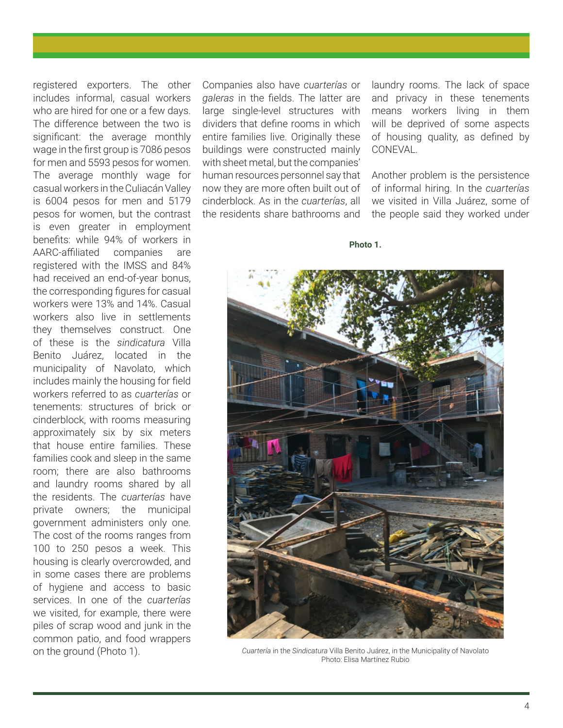registered exporters. The other includes informal, casual workers who are hired for one or a few days. The difference between the two is significant: the average monthly wage in the first group is 7086 pesos for men and 5593 pesos for women. The average monthly wage for casual workers in the Culiacán Valley is 6004 pesos for men and 5179 pesos for women, but the contrast is even greater in employment benefits: while 94% of workers in AARC-affiliated companies are registered with the IMSS and 84% had received an end-of-year bonus, the corresponding figures for casual workers were 13% and 14%. Casual workers also live in settlements they themselves construct. One of these is the *sindicatura* Villa Benito Juárez, located in the municipality of Navolato, which includes mainly the housing for field workers referred to as *cuarterías* or tenements: structures of brick or cinderblock, with rooms measuring approximately six by six meters that house entire families. These families cook and sleep in the same room; there are also bathrooms and laundry rooms shared by all the residents. The *cuarterías* have private owners; the municipal government administers only one. The cost of the rooms ranges from 100 to 250 pesos a week. This housing is clearly overcrowded, and in some cases there are problems of hygiene and access to basic services. In one of the *cuarterías* we visited, for example, there were piles of scrap wood and junk in the common patio, and food wrappers on the ground (Photo 1).

Companies also have *cuarterías* or *galeras* in the fields. The latter are large single-level structures with dividers that define rooms in which entire families live. Originally these buildings were constructed mainly with sheet metal, but the companies' human resources personnel say that now they are more often built out of cinderblock. As in the *cuarterías*, all the residents share bathrooms and laundry rooms. The lack of space and privacy in these tenements means workers living in them will be deprived of some aspects of housing quality, as defined by CONEVAL.

Another problem is the persistence of informal hiring. In the *cuarterías* we visited in Villa Juárez, some of the people said they worked under

**Photo 1.**

*Cuartería* in the *Sindicatura* Villa Benito Juárez, in the Municipality of Navolato
Photo: Elisa Martínez Rubio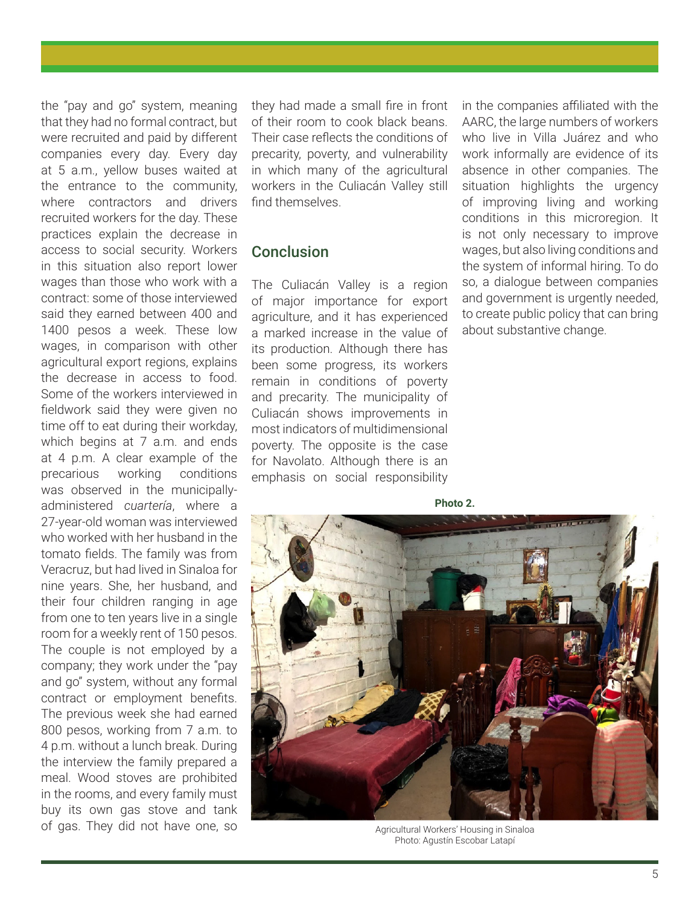the "pay and go" system, meaning that they had no formal contract, but were recruited and paid by different companies every day. Every day at 5 a.m., yellow buses waited at the entrance to the community, where contractors and drivers recruited workers for the day. These practices explain the decrease in access to social security. Workers in this situation also report lower wages than those who work with a contract: some of those interviewed said they earned between 400 and 1400 pesos a week. These low wages, in comparison with other agricultural export regions, explains the decrease in access to food. Some of the workers interviewed in fieldwork said they were given no time off to eat during their workday, which begins at 7 a.m. and ends at 4 p.m. A clear example of the precarious working conditions was observed in the municipally-administered *cuartería*, where a 27-year-old woman was interviewed who worked with her husband in the tomato fields. The family was from Veracruz, but had lived in Sinaloa for nine years. She, her husband, and their four children ranging in age from one to ten years live in a single room for a weekly rent of 150 pesos. The couple is not employed by a company; they work under the "pay and go" system, without any formal contract or employment benefits. The previous week she had earned 800 pesos, working from 7 a.m. to 4 p.m. without a lunch break. During the interview the family prepared a meal. Wood stoves are prohibited in the rooms, and every family must buy its own gas stove and tank of gas. They did not have one, so they had made a small fire in front of their room to cook black beans. Their case reflects the conditions of precarity, poverty, and vulnerability in which many of the agricultural workers in the Culiacán Valley still find themselves.

## Conclusion

The Culiacán Valley is a region of major importance for export agriculture, and it has experienced a marked increase in the value of its production. Although there has been some progress, its workers remain in conditions of poverty and precarity. The municipality of Culiacán shows improvements in most indicators of multidimensional poverty. The opposite is the case for Navolato. Although there is an emphasis on social responsibility in the companies affiliated with the AARC, the large numbers of workers who live in Villa Juárez and who work informally are evidence of its absence in other companies. The situation highlights the urgency of improving living and working conditions in this microregion. It is not only necessary to improve wages, but also living conditions and the system of informal hiring. To do so, a dialogue between companies and government is urgently needed, to create public policy that can bring about substantive change.

**Photo 2.**

Agricultural Workers' Housing in Sinaloa
Photo: Agustín Escobar Latapí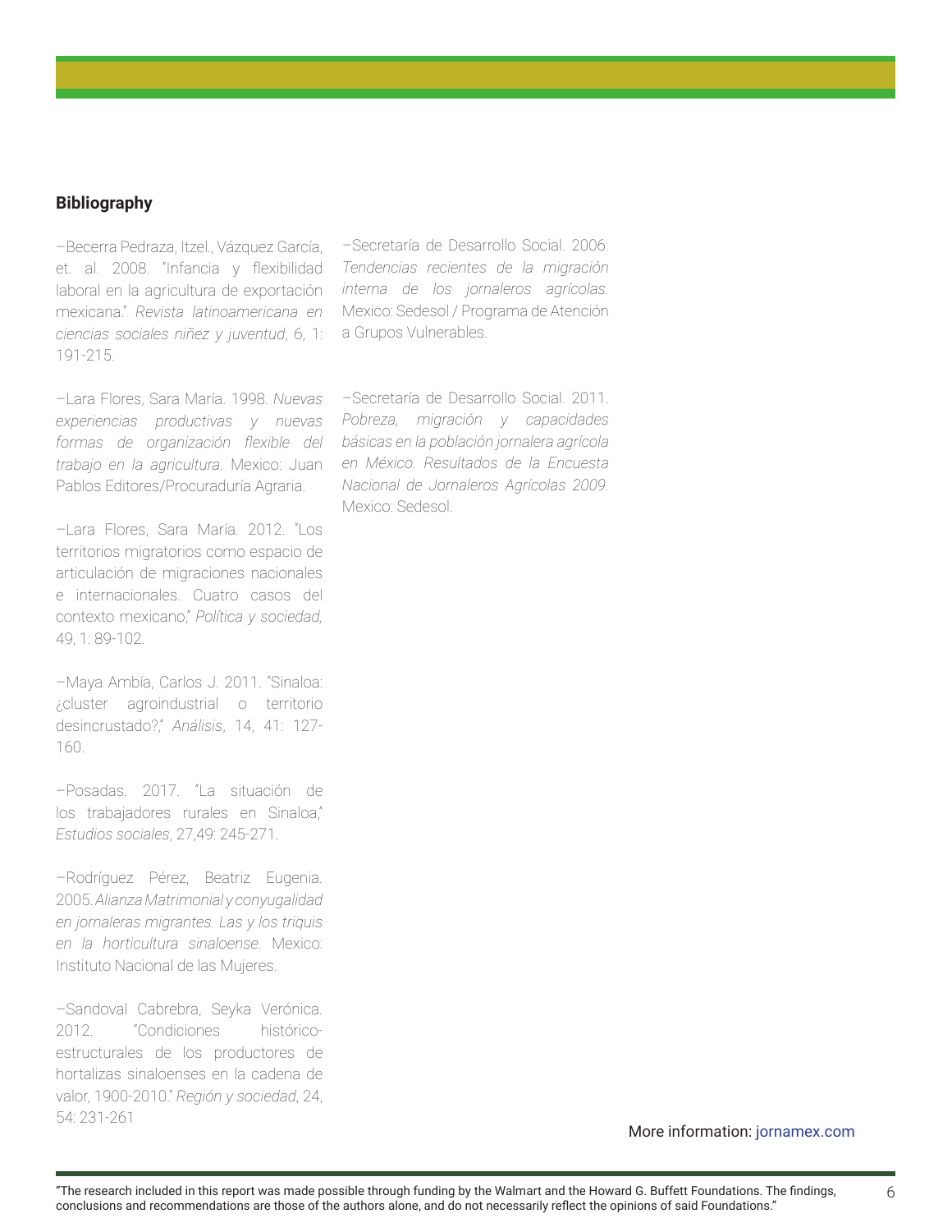**Bibliography**

–Becerra Pedraza, Itzel., Vázquez García, et. al. 2008. "Infancia y flexibilidad laboral en la agricultura de exportación mexicana." *Revista latinoamericana en ciencias sociales niñez y juventud*, 6, 1: 191-215.

–Lara Flores, Sara María. 1998. *Nuevas experiencias productivas y nuevas formas de organización flexible del trabajo en la agricultura.* Mexico: Juan Pablos Editores/Procuraduría Agraria.

–Lara Flores, Sara María. 2012. "Los territorios migratorios como espacio de articulación de migraciones nacionales e internacionales. Cuatro casos del contexto mexicano," *Política y sociedad*, 49, 1: 89-102.

–Maya Ambía, Carlos J. 2011. "Sinaloa: ¿cluster agroindustrial o territorio desincrustado?," *Análisis*, 14, 41: 127-160.

–Posadas. 2017. "La situación de los trabajadores rurales en Sinaloa," *Estudios sociales*, 27,49: 245-271.

–Rodríguez Pérez, Beatriz Eugenia. 2005. *Alianza Matrimonial y conyugalidad en jornaleras migrantes. Las y los triquis en la horticultura sinaloense.* Mexico: Instituto Nacional de las Mujeres.

–Sandoval Cabrebra, Seyka Verónica. 2012. "Condiciones histórico-estructurales de los productores de hortalizas sinaloenses en la cadena de valor, 1900-2010." *Región y sociedad*, 24, 54: 231-261

–Secretaría de Desarrollo Social. 2006. *Tendencias recientes de la migración interna de los jornaleros agrícolas.* Mexico: Sedesol / Programa de Atención a Grupos Vulnerables.

–Secretaría de Desarrollo Social. 2011. *Pobreza, migración y capacidades básicas en la población jornalera agrícola en México. Resultados de la Encuesta Nacional de Jornaleros Agrícolas 2009.* Mexico: Sedesol.

More information: jornamex.com

"The research included in this report was made possible through funding by the Walmart and the Howard G. Buffett Foundations. The findings, conclusions and recommendations are those of the authors alone, and do not necessarily reflect the opinions of said Foundations."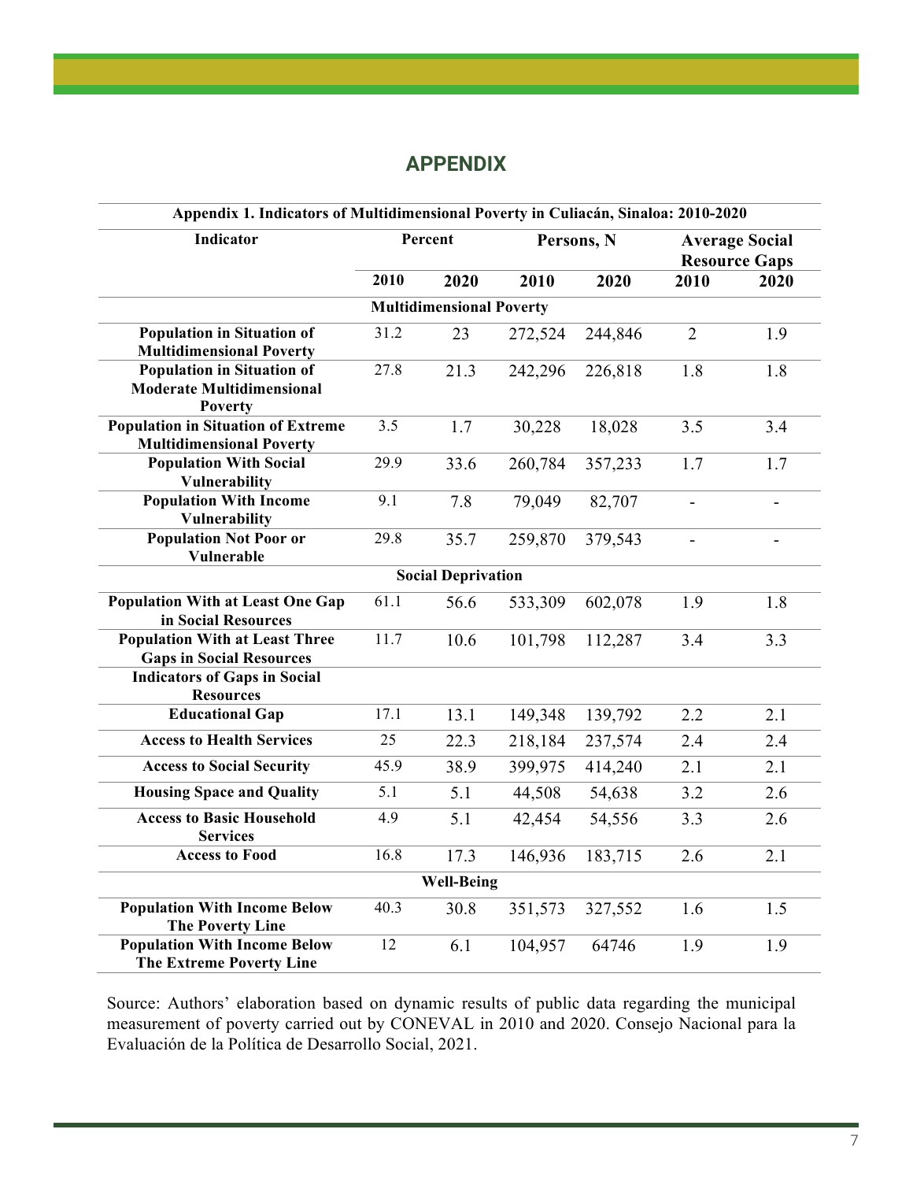## APPENDIX

| Appendix 1. Indicators of Multidimensional Poverty in Culiacán, Sinaloa: 2010-2020 | | | | | | |
|---|---|---|---|---|---|---|
| **Indicator** | **Percent** | | **Persons, N** | | **Average Social Resource Gaps** | |
| | **2010** | **2020** | **2010** | **2020** | **2010** | **2020** |
| **Multidimensional Poverty** | | | | | | |
| **Population in Situation of Multidimensional Poverty** | 31.2 | 23 | 272,524 | 244,846 | 2 | 1.9 |
| **Population in Situation of Moderate Multidimensional Poverty** | 27.8 | 21.3 | 242,296 | 226,818 | 1.8 | 1.8 |
| **Population in Situation of Extreme Multidimensional Poverty** | 3.5 | 1.7 | 30,228 | 18,028 | 3.5 | 3.4 |
| **Population With Social Vulnerability** | 29.9 | 33.6 | 260,784 | 357,233 | 1.7 | 1.7 |
| **Population With Income Vulnerability** | 9.1 | 7.8 | 79,049 | 82,707 | - | - |
| **Population Not Poor or Vulnerable** | 29.8 | 35.7 | 259,870 | 379,543 | - | - |
| **Social Deprivation** | | | | | | |
| **Population With at Least One Gap in Social Resources** | 61.1 | 56.6 | 533,309 | 602,078 | 1.9 | 1.8 |
| **Population With at Least Three Gaps in Social Resources** | 11.7 | 10.6 | 101,798 | 112,287 | 3.4 | 3.3 |
| **Indicators of Gaps in Social Resources** | | | | | | |
| **Educational Gap** | 17.1 | 13.1 | 149,348 | 139,792 | 2.2 | 2.1 |
| **Access to Health Services** | 25 | 22.3 | 218,184 | 237,574 | 2.4 | 2.4 |
| **Access to Social Security** | 45.9 | 38.9 | 399,975 | 414,240 | 2.1 | 2.1 |
| **Housing Space and Quality** | 5.1 | 5.1 | 44,508 | 54,638 | 3.2 | 2.6 |
| **Access to Basic Household Services** | 4.9 | 5.1 | 42,454 | 54,556 | 3.3 | 2.6 |
| **Access to Food** | 16.8 | 17.3 | 146,936 | 183,715 | 2.6 | 2.1 |
| **Well-Being** | | | | | | |
| **Population With Income Below The Poverty Line** | 40.3 | 30.8 | 351,573 | 327,552 | 1.6 | 1.5 |
| **Population With Income Below The Extreme Poverty Line** | 12 | 6.1 | 104,957 | 64746 | 1.9 | 1.9 |

Source: Authors' elaboration based on dynamic results of public data regarding the municipal measurement of poverty carried out by CONEVAL in 2010 and 2020. Consejo Nacional para la Evaluación de la Política de Desarrollo Social, 2021.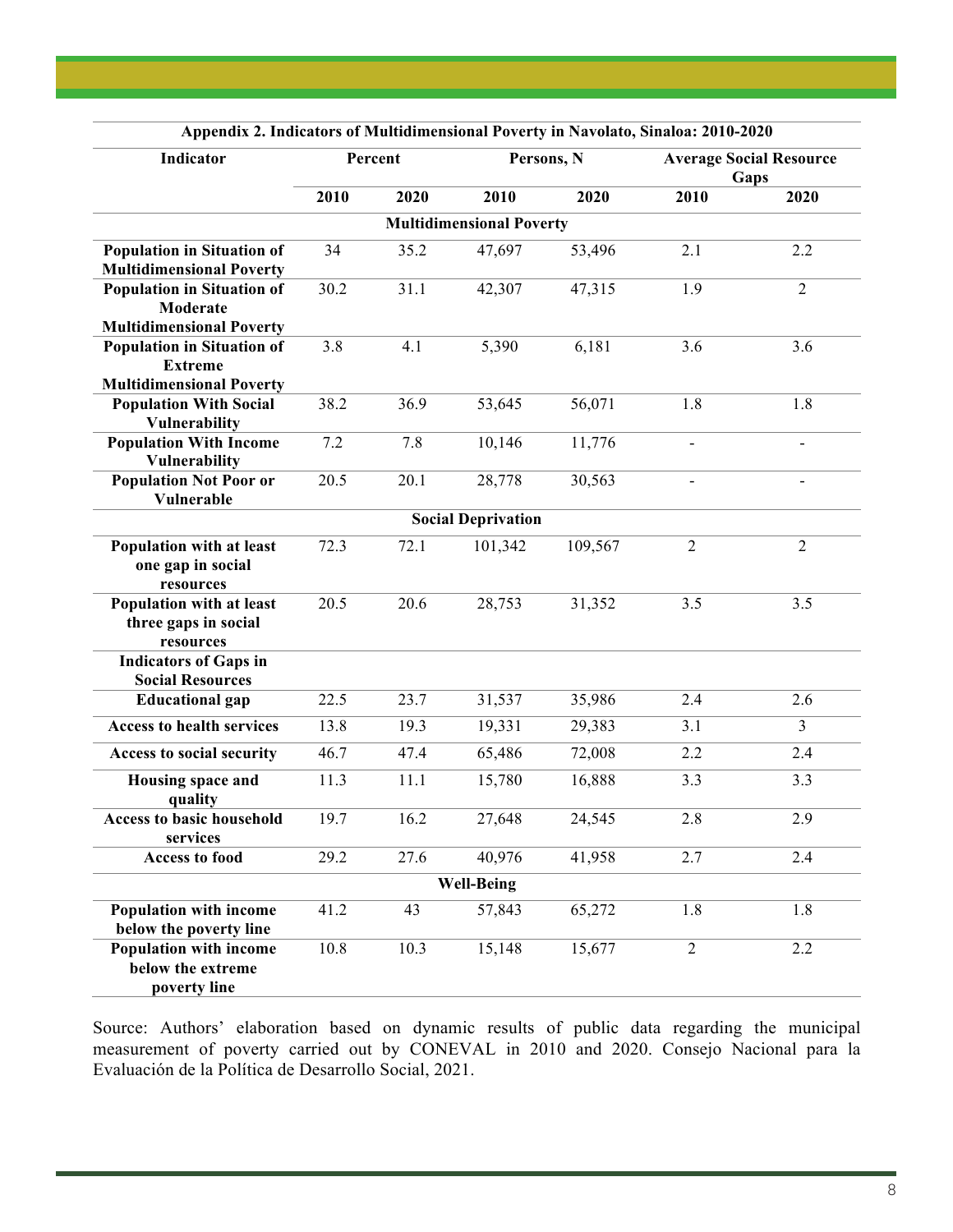**Appendix 2. Indicators of Multidimensional Poverty in Navolato, Sinaloa: 2010-2020**

| Indicator | Percent | | Persons, N | | Average Social Resource Gaps | |
|---|---|---|---|---|---|---|
| | 2010 | 2020 | 2010 | 2020 | 2010 | 2020 |
| **Multidimensional Poverty** | | | | | | |
| **Population in Situation of Multidimensional Poverty** | 34 | 35.2 | 47,697 | 53,496 | 2.1 | 2.2 |
| **Population in Situation of Moderate Multidimensional Poverty** | 30.2 | 31.1 | 42,307 | 47,315 | 1.9 | 2 |
| **Population in Situation of Extreme Multidimensional Poverty** | 3.8 | 4.1 | 5,390 | 6,181 | 3.6 | 3.6 |
| **Population With Social Vulnerability** | 38.2 | 36.9 | 53,645 | 56,071 | 1.8 | 1.8 |
| **Population With Income Vulnerability** | 7.2 | 7.8 | 10,146 | 11,776 | - | - |
| **Population Not Poor or Vulnerable** | 20.5 | 20.1 | 28,778 | 30,563 | - | - |
| **Social Deprivation** | | | | | | |
| **Population with at least one gap in social resources** | 72.3 | 72.1 | 101,342 | 109,567 | 2 | 2 |
| **Population with at least three gaps in social resources** | 20.5 | 20.6 | 28,753 | 31,352 | 3.5 | 3.5 |
| **Indicators of Gaps in Social Resources** | | | | | | |
| **Educational gap** | 22.5 | 23.7 | 31,537 | 35,986 | 2.4 | 2.6 |
| **Access to health services** | 13.8 | 19.3 | 19,331 | 29,383 | 3.1 | 3 |
| **Access to social security** | 46.7 | 47.4 | 65,486 | 72,008 | 2.2 | 2.4 |
| **Housing space and quality** | 11.3 | 11.1 | 15,780 | 16,888 | 3.3 | 3.3 |
| **Access to basic household services** | 19.7 | 16.2 | 27,648 | 24,545 | 2.8 | 2.9 |
| **Access to food** | 29.2 | 27.6 | 40,976 | 41,958 | 2.7 | 2.4 |
| **Well-Being** | | | | | | |
| **Population with income below the poverty line** | 41.2 | 43 | 57,843 | 65,272 | 1.8 | 1.8 |
| **Population with income below the extreme poverty line** | 10.8 | 10.3 | 15,148 | 15,677 | 2 | 2.2 |

Source: Authors' elaboration based on dynamic results of public data regarding the municipal measurement of poverty carried out by CONEVAL in 2010 and 2020. Consejo Nacional para la Evaluación de la Política de Desarrollo Social, 2021.